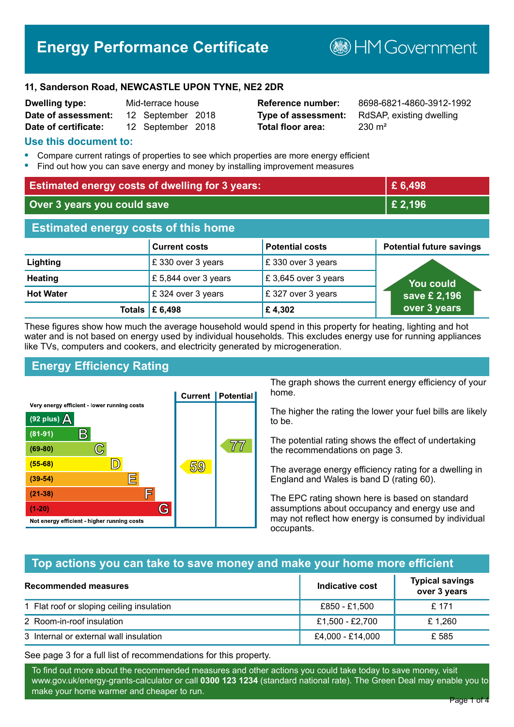# Energy Performance Certificate

HM Government

**11, Sanderson Road, NEWCASTLE UPON TYNE, NE2 2DR**

| | | | |
|---|---|---|---|
| **Dwelling type:** | Mid-terrace house | **Reference number:** | 8698-6821-4860-3912-1992 |
| **Date of assessment:** | 12 September 2018 | **Type of assessment:** | RdSAP, existing dwelling |
| **Date of certificate:** | 12 September 2018 | **Total floor area:** | 230 m² |

## Use this document to:

- Compare current ratings of properties to see which properties are more energy efficient
- Find out how you can save energy and money by installing improvement measures

| | |
|---|---|
| **Estimated energy costs of dwelling for 3 years:** | **£ 6,498** |
| **Over 3 years you could save** | **£ 2,196** |

## Estimated energy costs of this home

| | Current costs | Potential costs | Potential future savings |
|---|---|---|---|
| **Lighting** | £ 330 over 3 years | £ 330 over 3 years | You could save £ 2,196 over 3 years |
| **Heating** | £ 5,844 over 3 years | £ 3,645 over 3 years | |
| **Hot Water** | £ 324 over 3 years | £ 327 over 3 years | |
| **Totals** | **£ 6,498** | **£ 4,302** | |

These figures show how much the average household would spend in this property for heating, lighting and hot water and is not based on energy used by individual households. This excludes energy use for running appliances like TVs, computers and cookers, and electricity generated by microgeneration.

## Energy Efficiency Rating

| Rating band | Current | Potential |
|---|---|---|
| Very energy efficient - lower running costs | | |
| (92 plus) A | | |
| (81-91) B | | |
| (69-80) C | | 77 |
| (55-68) D | 59 | |
| (39-54) E | | |
| (21-38) F | | |
| (1-20) G | | |
| Not energy efficient - higher running costs | | |

The graph shows the current energy efficiency of your home.

The higher the rating the lower your fuel bills are likely to be.

The potential rating shows the effect of undertaking the recommendations on page 3.

The average energy efficiency rating for a dwelling in England and Wales is band D (rating 60).

The EPC rating shown here is based on standard assumptions about occupancy and energy use and may not reflect how energy is consumed by individual occupants.

## Top actions you can take to save money and make your home more efficient

| Recommended measures | Indicative cost | Typical savings over 3 years |
|---|---|---|
| 1 Flat roof or sloping ceiling insulation | £850 - £1,500 | £ 171 |
| 2 Room-in-roof insulation | £1,500 - £2,700 | £ 1,260 |
| 3 Internal or external wall insulation | £4,000 - £14,000 | £ 585 |

See page 3 for a full list of recommendations for this property.

To find out more about the recommended measures and other actions you could take today to save money, visit www.gov.uk/energy-grants-calculator or call **0300 123 1234** (standard national rate). The Green Deal may enable you to make your home warmer and cheaper to run.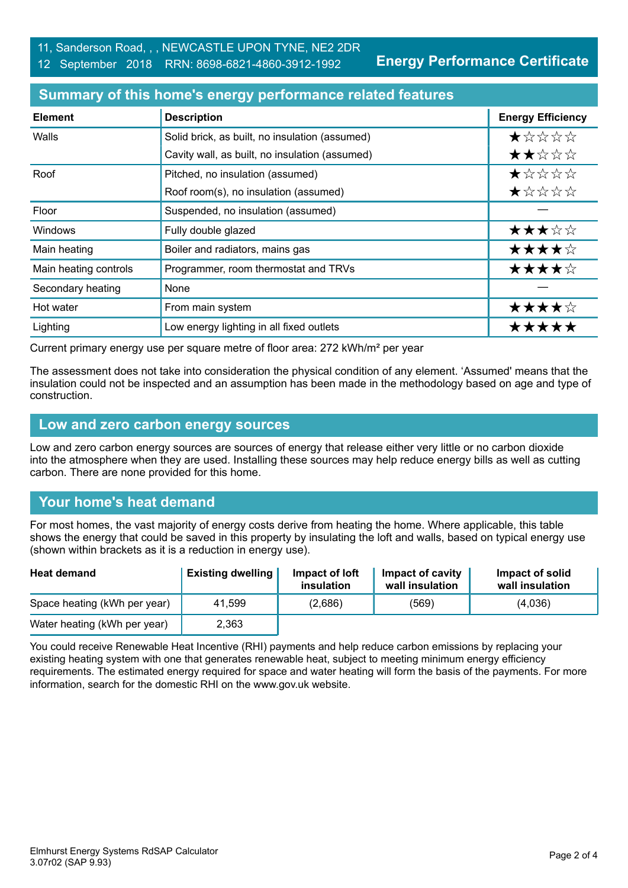11, Sanderson Road, , , NEWCASTLE UPON TYNE, NE2 2DR
12 September 2018 RRN: 8698-6821-4860-3912-1992

**Energy Performance Certificate**

## Summary of this home's energy performance related features

| Element | Description | Energy Efficiency |
|---|---|---|
| Walls | Solid brick, as built, no insulation (assumed) | ★☆☆☆☆ |
| | Cavity wall, as built, no insulation (assumed) | ★★☆☆☆ |
| Roof | Pitched, no insulation (assumed) | ★☆☆☆☆ |
| | Roof room(s), no insulation (assumed) | ★☆☆☆☆ |
| Floor | Suspended, no insulation (assumed) | — |
| Windows | Fully double glazed | ★★★☆☆ |
| Main heating | Boiler and radiators, mains gas | ★★★★☆ |
| Main heating controls | Programmer, room thermostat and TRVs | ★★★★☆ |
| Secondary heating | None | — |
| Hot water | From main system | ★★★★☆ |
| Lighting | Low energy lighting in all fixed outlets | ★★★★★ |

Current primary energy use per square metre of floor area: 272 kWh/m² per year

The assessment does not take into consideration the physical condition of any element. 'Assumed' means that the insulation could not be inspected and an assumption has been made in the methodology based on age and type of construction.

## Low and zero carbon energy sources

Low and zero carbon energy sources are sources of energy that release either very little or no carbon dioxide into the atmosphere when they are used. Installing these sources may help reduce energy bills as well as cutting carbon. There are none provided for this home.

## Your home's heat demand

For most homes, the vast majority of energy costs derive from heating the home. Where applicable, this table shows the energy that could be saved in this property by insulating the loft and walls, based on typical energy use (shown within brackets as it is a reduction in energy use).

| Heat demand | Existing dwelling | Impact of loft insulation | Impact of cavity wall insulation | Impact of solid wall insulation |
|---|---|---|---|---|
| Space heating (kWh per year) | 41,599 | (2,686) | (569) | (4,036) |
| Water heating (kWh per year) | 2,363 | | | |

You could receive Renewable Heat Incentive (RHI) payments and help reduce carbon emissions by replacing your existing heating system with one that generates renewable heat, subject to meeting minimum energy efficiency requirements. The estimated energy required for space and water heating will form the basis of the payments. For more information, search for the domestic RHI on the www.gov.uk website.

Elmhurst Energy Systems RdSAP Calculator
3.07r02 (SAP 9.93)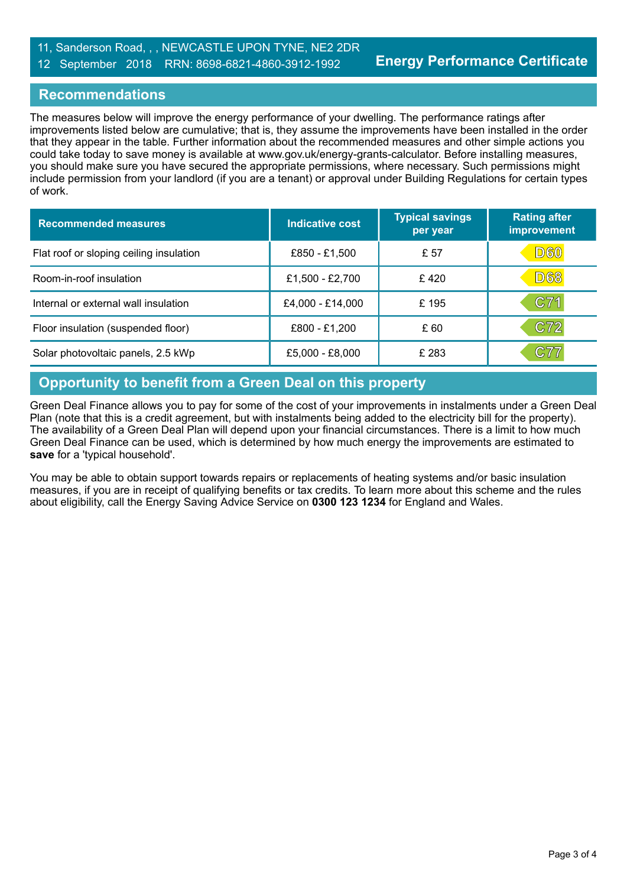11, Sanderson Road, , , NEWCASTLE UPON TYNE, NE2 2DR
12 September 2018 RRN: 8698-6821-4860-3912-1992

**Energy Performance Certificate**

## Recommendations

The measures below will improve the energy performance of your dwelling. The performance ratings after improvements listed below are cumulative; that is, they assume the improvements have been installed in the order that they appear in the table. Further information about the recommended measures and other simple actions you could take today to save money is available at www.gov.uk/energy-grants-calculator. Before installing measures, you should make sure you have secured the appropriate permissions, where necessary. Such permissions might include permission from your landlord (if you are a tenant) or approval under Building Regulations for certain types of work.

| Recommended measures | Indicative cost | Typical savings per year | Rating after improvement |
|---|---|---|---|
| Flat roof or sloping ceiling insulation | £850 - £1,500 | £ 57 | D60 |
| Room-in-roof insulation | £1,500 - £2,700 | £ 420 | D68 |
| Internal or external wall insulation | £4,000 - £14,000 | £ 195 | C71 |
| Floor insulation (suspended floor) | £800 - £1,200 | £ 60 | C72 |
| Solar photovoltaic panels, 2.5 kWp | £5,000 - £8,000 | £ 283 | C77 |

## Opportunity to benefit from a Green Deal on this property

Green Deal Finance allows you to pay for some of the cost of your improvements in instalments under a Green Deal Plan (note that this is a credit agreement, but with instalments being added to the electricity bill for the property). The availability of a Green Deal Plan will depend upon your financial circumstances. There is a limit to how much Green Deal Finance can be used, which is determined by how much energy the improvements are estimated to **save** for a 'typical household'.

You may be able to obtain support towards repairs or replacements of heating systems and/or basic insulation measures, if you are in receipt of qualifying benefits or tax credits. To learn more about this scheme and the rules about eligibility, call the Energy Saving Advice Service on **0300 123 1234** for England and Wales.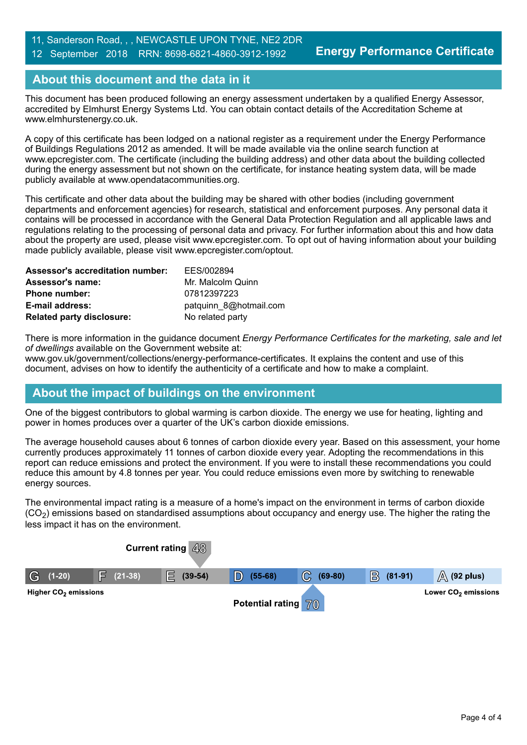11, Sanderson Road, , , NEWCASTLE UPON TYNE, NE2 2DR
12 September 2018 RRN: 8698-6821-4860-3912-1992

**Energy Performance Certificate**

## About this document and the data in it

This document has been produced following an energy assessment undertaken by a qualified Energy Assessor, accredited by Elmhurst Energy Systems Ltd. You can obtain contact details of the Accreditation Scheme at www.elmhurstenergy.co.uk.

A copy of this certificate has been lodged on a national register as a requirement under the Energy Performance of Buildings Regulations 2012 as amended. It will be made available via the online search function at www.epcregister.com. The certificate (including the building address) and other data about the building collected during the energy assessment but not shown on the certificate, for instance heating system data, will be made publicly available at www.opendatacommunities.org.

This certificate and other data about the building may be shared with other bodies (including government departments and enforcement agencies) for research, statistical and enforcement purposes. Any personal data it contains will be processed in accordance with the General Data Protection Regulation and all applicable laws and regulations relating to the processing of personal data and privacy. For further information about this and how data about the property are used, please visit www.epcregister.com. To opt out of having information about your building made publicly available, please visit www.epcregister.com/optout.

| | |
|---|---|
| **Assessor's accreditation number:** | EES/002894 |
| **Assessor's name:** | Mr. Malcolm Quinn |
| **Phone number:** | 07812397223 |
| **E-mail address:** | patquinn_8@hotmail.com |
| **Related party disclosure:** | No related party |

There is more information in the guidance document *Energy Performance Certificates for the marketing, sale and let of dwellings* available on the Government website at: www.gov.uk/government/collections/energy-performance-certificates. It explains the content and use of this document, advises on how to identify the authenticity of a certificate and how to make a complaint.

## About the impact of buildings on the environment

One of the biggest contributors to global warming is carbon dioxide. The energy we use for heating, lighting and power in homes produces over a quarter of the UK's carbon dioxide emissions.

The average household causes about 6 tonnes of carbon dioxide every year. Based on this assessment, your home currently produces approximately 11 tonnes of carbon dioxide every year. Adopting the recommendations in this report can reduce emissions and protect the environment. If you were to install these recommendations you could reduce this amount by 4.8 tonnes per year. You could reduce emissions even more by switching to renewable energy sources.

The environmental impact rating is a measure of a home's impact on the environment in terms of carbon dioxide ($CO_2$) emissions based on standardised assumptions about occupancy and energy use. The higher the rating the less impact it has on the environment.

Current rating 48

G (1-20) F (21-38) E (39-54) D (55-68) C (69-80) B (81-91) A (92 plus)

Higher $CO_2$ emissions

Lower $CO_2$ emissions

Potential rating 70